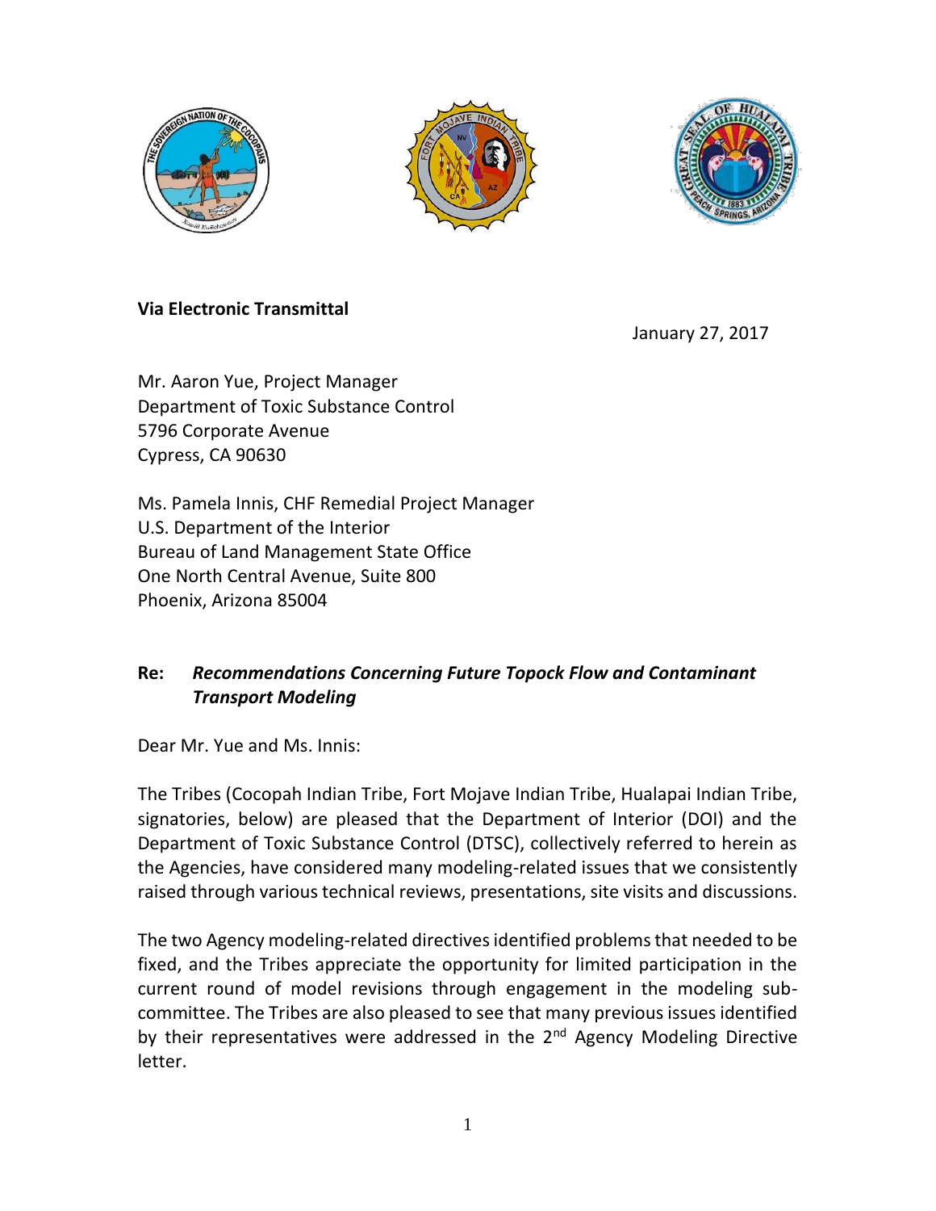**Via Electronic Transmittal**

January 27, 2017

Mr. Aaron Yue, Project Manager
Department of Toxic Substance Control
5796 Corporate Avenue
Cypress, CA 90630

Ms. Pamela Innis, CHF Remedial Project Manager
U.S. Department of the Interior
Bureau of Land Management State Office
One North Central Avenue, Suite 800
Phoenix, Arizona 85004

**Re:** ***Recommendations Concerning Future Topock Flow and Contaminant Transport Modeling***

Dear Mr. Yue and Ms. Innis:

The Tribes (Cocopah Indian Tribe, Fort Mojave Indian Tribe, Hualapai Indian Tribe, signatories, below) are pleased that the Department of Interior (DOI) and the Department of Toxic Substance Control (DTSC), collectively referred to herein as the Agencies, have considered many modeling-related issues that we consistently raised through various technical reviews, presentations, site visits and discussions.

The two Agency modeling-related directives identified problems that needed to be fixed, and the Tribes appreciate the opportunity for limited participation in the current round of model revisions through engagement in the modeling sub-committee. The Tribes are also pleased to see that many previous issues identified by their representatives were addressed in the 2nd Agency Modeling Directive letter.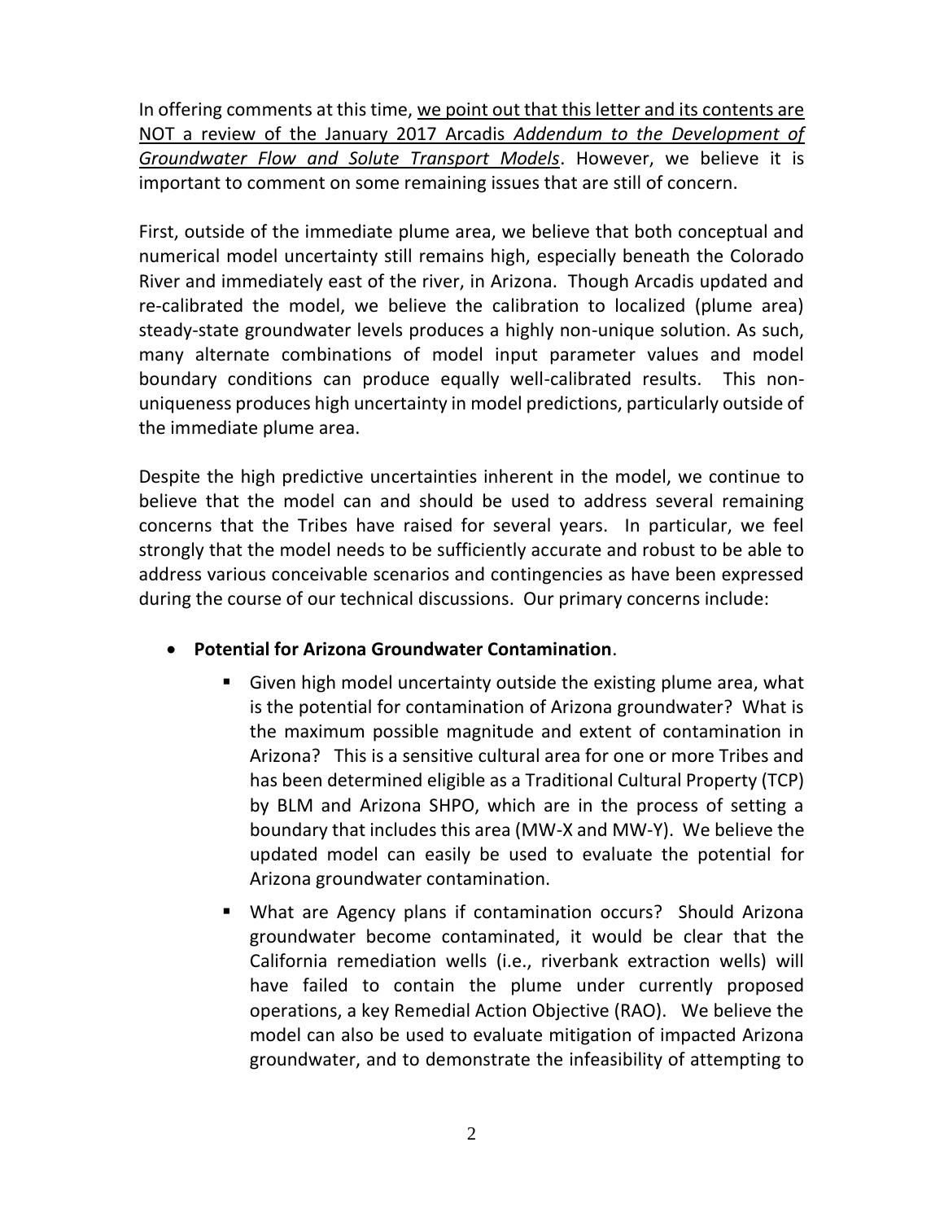In offering comments at this time, <u>we point out that this letter and its contents are NOT a review of the January 2017 Arcadis *Addendum to the Development of Groundwater Flow and Solute Transport Models*</u>. However, we believe it is important to comment on some remaining issues that are still of concern.

First, outside of the immediate plume area, we believe that both conceptual and numerical model uncertainty still remains high, especially beneath the Colorado River and immediately east of the river, in Arizona. Though Arcadis updated and re-calibrated the model, we believe the calibration to localized (plume area) steady-state groundwater levels produces a highly non-unique solution. As such, many alternate combinations of model input parameter values and model boundary conditions can produce equally well-calibrated results. This non-uniqueness produces high uncertainty in model predictions, particularly outside of the immediate plume area.

Despite the high predictive uncertainties inherent in the model, we continue to believe that the model can and should be used to address several remaining concerns that the Tribes have raised for several years. In particular, we feel strongly that the model needs to be sufficiently accurate and robust to be able to address various conceivable scenarios and contingencies as have been expressed during the course of our technical discussions. Our primary concerns include:

- **Potential for Arizona Groundwater Contamination**.
  - Given high model uncertainty outside the existing plume area, what is the potential for contamination of Arizona groundwater? What is the maximum possible magnitude and extent of contamination in Arizona? This is a sensitive cultural area for one or more Tribes and has been determined eligible as a Traditional Cultural Property (TCP) by BLM and Arizona SHPO, which are in the process of setting a boundary that includes this area (MW-X and MW-Y). We believe the updated model can easily be used to evaluate the potential for Arizona groundwater contamination.
  - What are Agency plans if contamination occurs? Should Arizona groundwater become contaminated, it would be clear that the California remediation wells (i.e., riverbank extraction wells) will have failed to contain the plume under currently proposed operations, a key Remedial Action Objective (RAO). We believe the model can also be used to evaluate mitigation of impacted Arizona groundwater, and to demonstrate the infeasibility of attempting to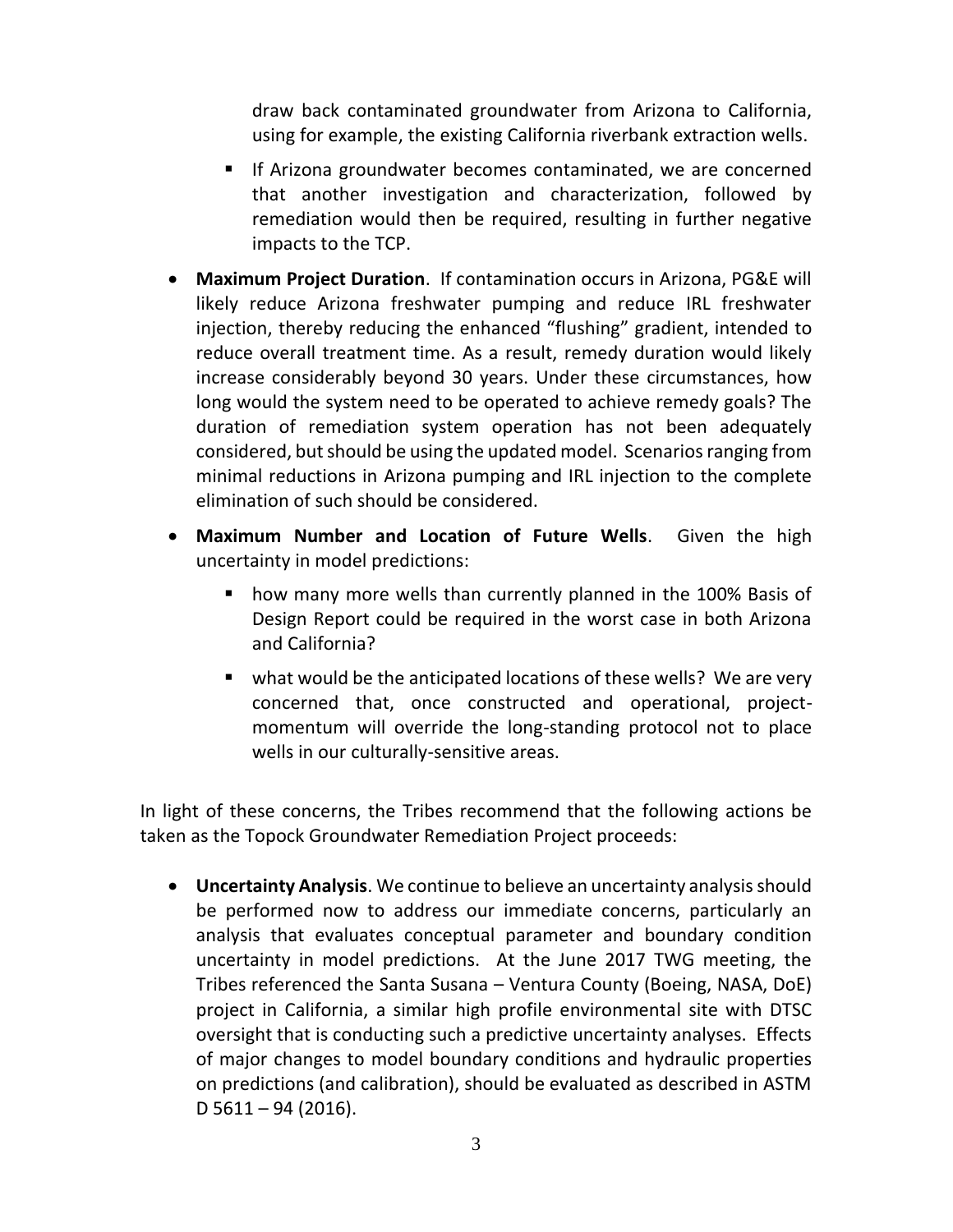draw back contaminated groundwater from Arizona to California, using for example, the existing California riverbank extraction wells.

- If Arizona groundwater becomes contaminated, we are concerned that another investigation and characterization, followed by remediation would then be required, resulting in further negative impacts to the TCP.

- **Maximum Project Duration**. If contamination occurs in Arizona, PG&E will likely reduce Arizona freshwater pumping and reduce IRL freshwater injection, thereby reducing the enhanced "flushing" gradient, intended to reduce overall treatment time. As a result, remedy duration would likely increase considerably beyond 30 years. Under these circumstances, how long would the system need to be operated to achieve remedy goals? The duration of remediation system operation has not been adequately considered, but should be using the updated model. Scenarios ranging from minimal reductions in Arizona pumping and IRL injection to the complete elimination of such should be considered.
- **Maximum Number and Location of Future Wells**. Given the high uncertainty in model predictions:
  - how many more wells than currently planned in the 100% Basis of Design Report could be required in the worst case in both Arizona and California?
  - what would be the anticipated locations of these wells? We are very concerned that, once constructed and operational, project-momentum will override the long-standing protocol not to place wells in our culturally-sensitive areas.

In light of these concerns, the Tribes recommend that the following actions be taken as the Topock Groundwater Remediation Project proceeds:

- **Uncertainty Analysis**. We continue to believe an uncertainty analysis should be performed now to address our immediate concerns, particularly an analysis that evaluates conceptual parameter and boundary condition uncertainty in model predictions. At the June 2017 TWG meeting, the Tribes referenced the Santa Susana – Ventura County (Boeing, NASA, DoE) project in California, a similar high profile environmental site with DTSC oversight that is conducting such a predictive uncertainty analyses. Effects of major changes to model boundary conditions and hydraulic properties on predictions (and calibration), should be evaluated as described in ASTM D 5611 – 94 (2016).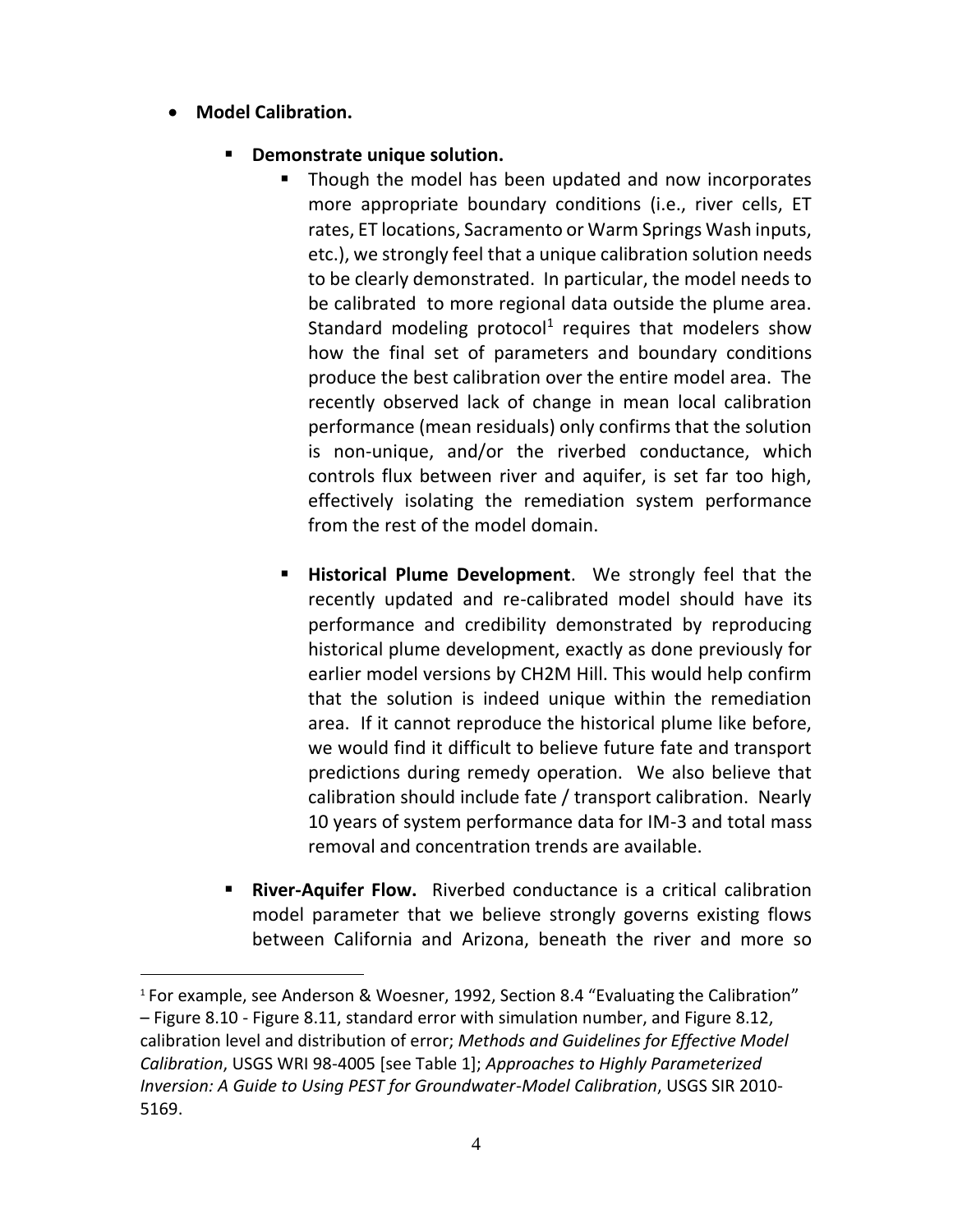- **Model Calibration.**

  - **Demonstrate unique solution.**

    - Though the model has been updated and now incorporates more appropriate boundary conditions (i.e., river cells, ET rates, ET locations, Sacramento or Warm Springs Wash inputs, etc.), we strongly feel that a unique calibration solution needs to be clearly demonstrated. In particular, the model needs to be calibrated to more regional data outside the plume area. Standard modeling protocol[1] requires that modelers show how the final set of parameters and boundary conditions produce the best calibration over the entire model area. The recently observed lack of change in mean local calibration performance (mean residuals) only confirms that the solution is non-unique, and/or the riverbed conductance, which controls flux between river and aquifer, is set far too high, effectively isolating the remediation system performance from the rest of the model domain.

    - **Historical Plume Development**. We strongly feel that the recently updated and re-calibrated model should have its performance and credibility demonstrated by reproducing historical plume development, exactly as done previously for earlier model versions by CH2M Hill. This would help confirm that the solution is indeed unique within the remediation area. If it cannot reproduce the historical plume like before, we would find it difficult to believe future fate and transport predictions during remedy operation. We also believe that calibration should include fate / transport calibration. Nearly 10 years of system performance data for IM-3 and total mass removal and concentration trends are available.

  - **River-Aquifer Flow.** Riverbed conductance is a critical calibration model parameter that we believe strongly governs existing flows between California and Arizona, beneath the river and more so

---

[1] For example, see Anderson & Woesner, 1992, Section 8.4 "Evaluating the Calibration" – Figure 8.10 - Figure 8.11, standard error with simulation number, and Figure 8.12, calibration level and distribution of error; *Methods and Guidelines for Effective Model Calibration*, USGS WRI 98-4005 [see Table 1]; *Approaches to Highly Parameterized Inversion: A Guide to Using PEST for Groundwater-Model Calibration*, USGS SIR 2010-5169.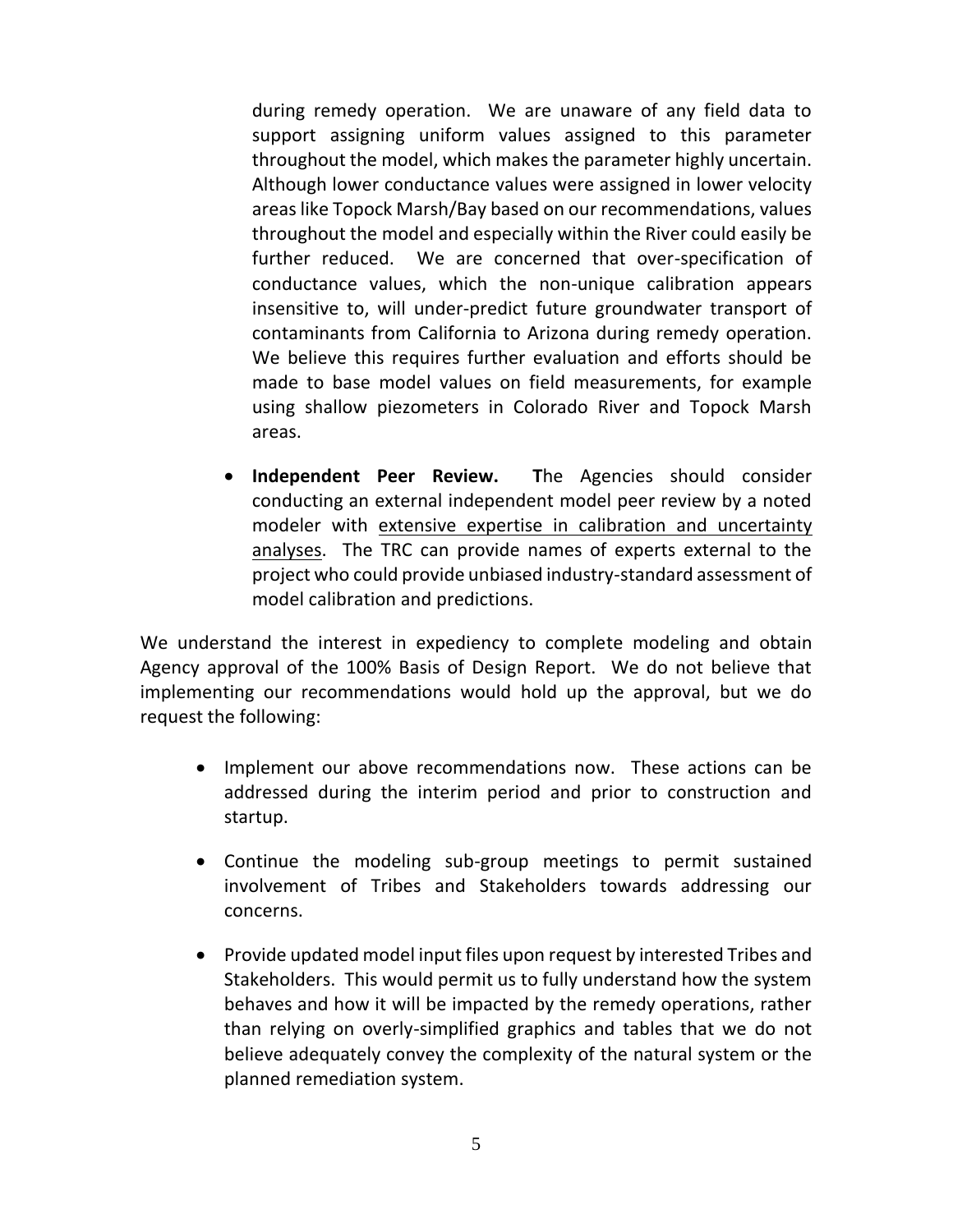during remedy operation. We are unaware of any field data to support assigning uniform values assigned to this parameter throughout the model, which makes the parameter highly uncertain. Although lower conductance values were assigned in lower velocity areas like Topock Marsh/Bay based on our recommendations, values throughout the model and especially within the River could easily be further reduced. We are concerned that over-specification of conductance values, which the non-unique calibration appears insensitive to, will under-predict future groundwater transport of contaminants from California to Arizona during remedy operation. We believe this requires further evaluation and efforts should be made to base model values on field measurements, for example using shallow piezometers in Colorado River and Topock Marsh areas.

- **Independent Peer Review. T**he Agencies should consider conducting an external independent model peer review by a noted modeler with <u>extensive expertise in calibration and uncertainty analyses</u>. The TRC can provide names of experts external to the project who could provide unbiased industry-standard assessment of model calibration and predictions.

We understand the interest in expediency to complete modeling and obtain Agency approval of the 100% Basis of Design Report. We do not believe that implementing our recommendations would hold up the approval, but we do request the following:

- Implement our above recommendations now. These actions can be addressed during the interim period and prior to construction and startup.
- Continue the modeling sub-group meetings to permit sustained involvement of Tribes and Stakeholders towards addressing our concerns.
- Provide updated model input files upon request by interested Tribes and Stakeholders. This would permit us to fully understand how the system behaves and how it will be impacted by the remedy operations, rather than relying on overly-simplified graphics and tables that we do not believe adequately convey the complexity of the natural system or the planned remediation system.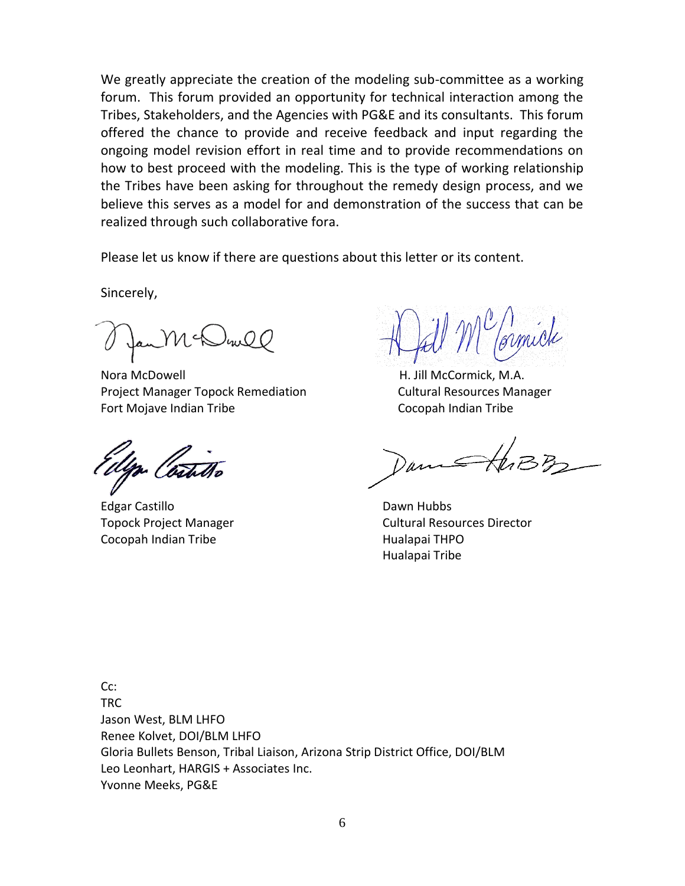We greatly appreciate the creation of the modeling sub-committee as a working forum. This forum provided an opportunity for technical interaction among the Tribes, Stakeholders, and the Agencies with PG&E and its consultants. This forum offered the chance to provide and receive feedback and input regarding the ongoing model revision effort in real time and to provide recommendations on how to best proceed with the modeling. This is the type of working relationship the Tribes have been asking for throughout the remedy design process, and we believe this serves as a model for and demonstration of the success that can be realized through such collaborative fora.

Please let us know if there are questions about this letter or its content.

Sincerely,

Nora McDowell
Project Manager Topock Remediation
Fort Mojave Indian Tribe

H. Jill McCormick, M.A.
Cultural Resources Manager
Cocopah Indian Tribe

Edgar Castillo
Topock Project Manager
Cocopah Indian Tribe

Dawn Hubbs
Cultural Resources Director
Hualapai THPO
Hualapai Tribe

Cc:
TRC
Jason West, BLM LHFO
Renee Kolvet, DOI/BLM LHFO
Gloria Bullets Benson, Tribal Liaison, Arizona Strip District Office, DOI/BLM
Leo Leonhart, HARGIS + Associates Inc.
Yvonne Meeks, PG&E